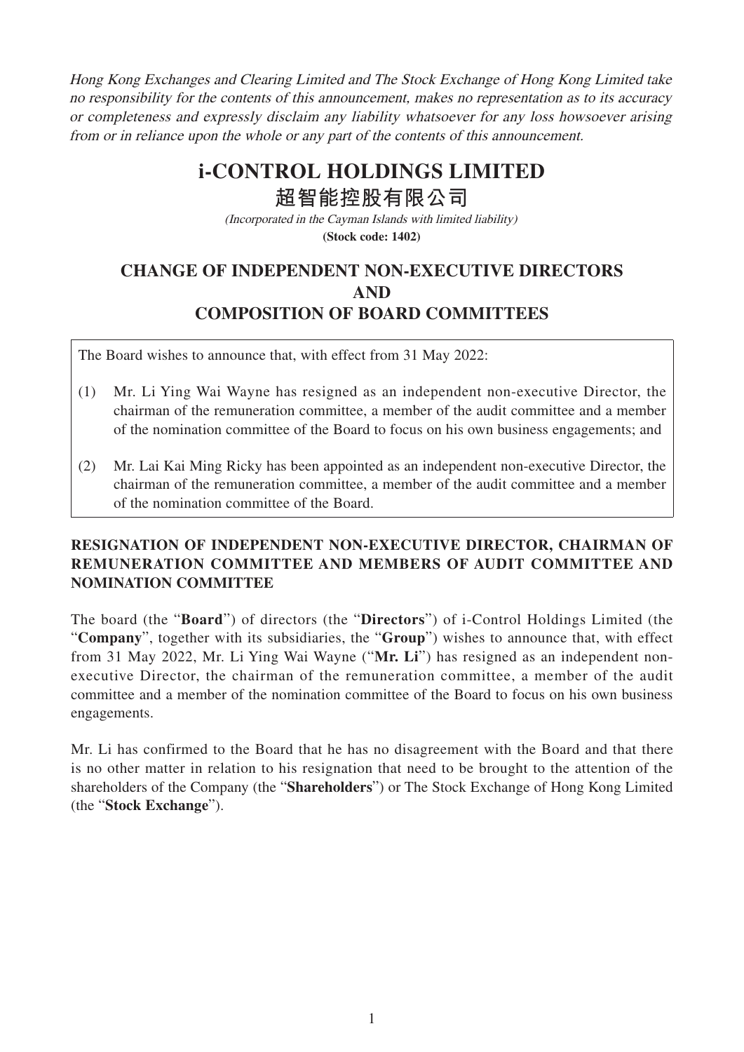*Hong Kong Exchanges and Clearing Limited and The Stock Exchange of Hong Kong Limited take no responsibility for the contents of this announcement, makes no representation as to its accuracy or completeness and expressly disclaim any liability whatsoever for any loss howsoever arising from or in reliance upon the whole or any part of the contents of this announcement.*

# i-CONTROL HOLDINGS LIMITED

# 超智能控股有限公司

*(Incorporated in the Cayman Islands with limited liability)*

**(Stock code: 1402)**

## CHANGE OF INDEPENDENT NON-EXECUTIVE DIRECTORS AND COMPOSITION OF BOARD COMMITTEES

The Board wishes to announce that, with effect from 31 May 2022:

(1) Mr. Li Ying Wai Wayne has resigned as an independent non-executive Director, the chairman of the remuneration committee, a member of the audit committee and a member of the nomination committee of the Board to focus on his own business engagements; and

(2) Mr. Lai Kai Ming Ricky has been appointed as an independent non-executive Director, the chairman of the remuneration committee, a member of the audit committee and a member of the nomination committee of the Board.

### RESIGNATION OF INDEPENDENT NON-EXECUTIVE DIRECTOR, CHAIRMAN OF REMUNERATION COMMITTEE AND MEMBERS OF AUDIT COMMITTEE AND NOMINATION COMMITTEE

The board (the "**Board**") of directors (the "**Directors**") of i-Control Holdings Limited (the "**Company**", together with its subsidiaries, the "**Group**") wishes to announce that, with effect from 31 May 2022, Mr. Li Ying Wai Wayne ("**Mr. Li**") has resigned as an independent non-executive Director, the chairman of the remuneration committee, a member of the audit committee and a member of the nomination committee of the Board to focus on his own business engagements.

Mr. Li has confirmed to the Board that he has no disagreement with the Board and that there is no other matter in relation to his resignation that need to be brought to the attention of the shareholders of the Company (the "**Shareholders**") or The Stock Exchange of Hong Kong Limited (the "**Stock Exchange**").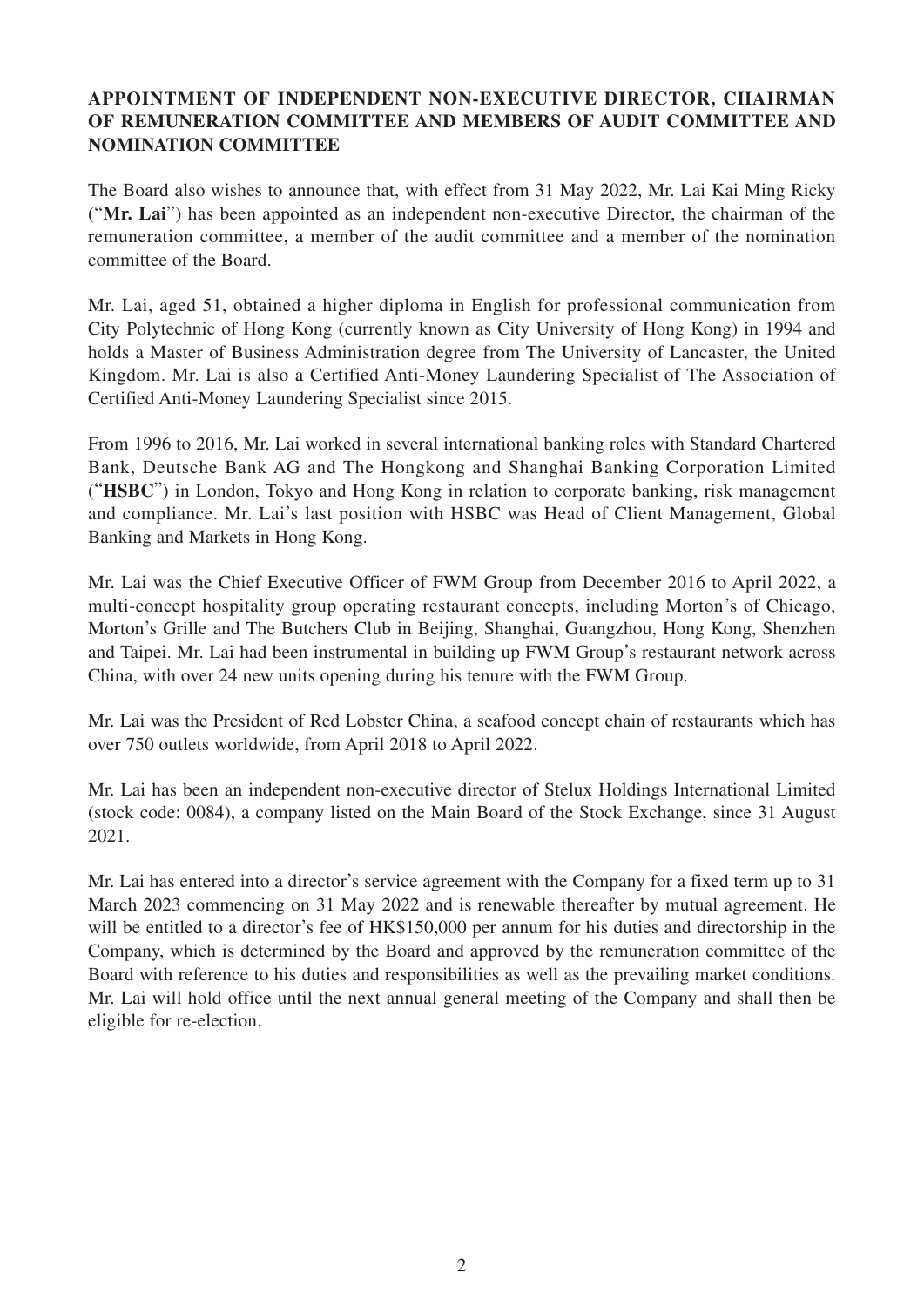**APPOINTMENT OF INDEPENDENT NON-EXECUTIVE DIRECTOR, CHAIRMAN OF REMUNERATION COMMITTEE AND MEMBERS OF AUDIT COMMITTEE AND NOMINATION COMMITTEE**

The Board also wishes to announce that, with effect from 31 May 2022, Mr. Lai Kai Ming Ricky ("**Mr. Lai**") has been appointed as an independent non-executive Director, the chairman of the remuneration committee, a member of the audit committee and a member of the nomination committee of the Board.

Mr. Lai, aged 51, obtained a higher diploma in English for professional communication from City Polytechnic of Hong Kong (currently known as City University of Hong Kong) in 1994 and holds a Master of Business Administration degree from The University of Lancaster, the United Kingdom. Mr. Lai is also a Certified Anti-Money Laundering Specialist of The Association of Certified Anti-Money Laundering Specialist since 2015.

From 1996 to 2016, Mr. Lai worked in several international banking roles with Standard Chartered Bank, Deutsche Bank AG and The Hongkong and Shanghai Banking Corporation Limited ("**HSBC**") in London, Tokyo and Hong Kong in relation to corporate banking, risk management and compliance. Mr. Lai's last position with HSBC was Head of Client Management, Global Banking and Markets in Hong Kong.

Mr. Lai was the Chief Executive Officer of FWM Group from December 2016 to April 2022, a multi-concept hospitality group operating restaurant concepts, including Morton's of Chicago, Morton's Grille and The Butchers Club in Beijing, Shanghai, Guangzhou, Hong Kong, Shenzhen and Taipei. Mr. Lai had been instrumental in building up FWM Group's restaurant network across China, with over 24 new units opening during his tenure with the FWM Group.

Mr. Lai was the President of Red Lobster China, a seafood concept chain of restaurants which has over 750 outlets worldwide, from April 2018 to April 2022.

Mr. Lai has been an independent non-executive director of Stelux Holdings International Limited (stock code: 0084), a company listed on the Main Board of the Stock Exchange, since 31 August 2021.

Mr. Lai has entered into a director's service agreement with the Company for a fixed term up to 31 March 2023 commencing on 31 May 2022 and is renewable thereafter by mutual agreement. He will be entitled to a director's fee of HK$150,000 per annum for his duties and directorship in the Company, which is determined by the Board and approved by the remuneration committee of the Board with reference to his duties and responsibilities as well as the prevailing market conditions. Mr. Lai will hold office until the next annual general meeting of the Company and shall then be eligible for re-election.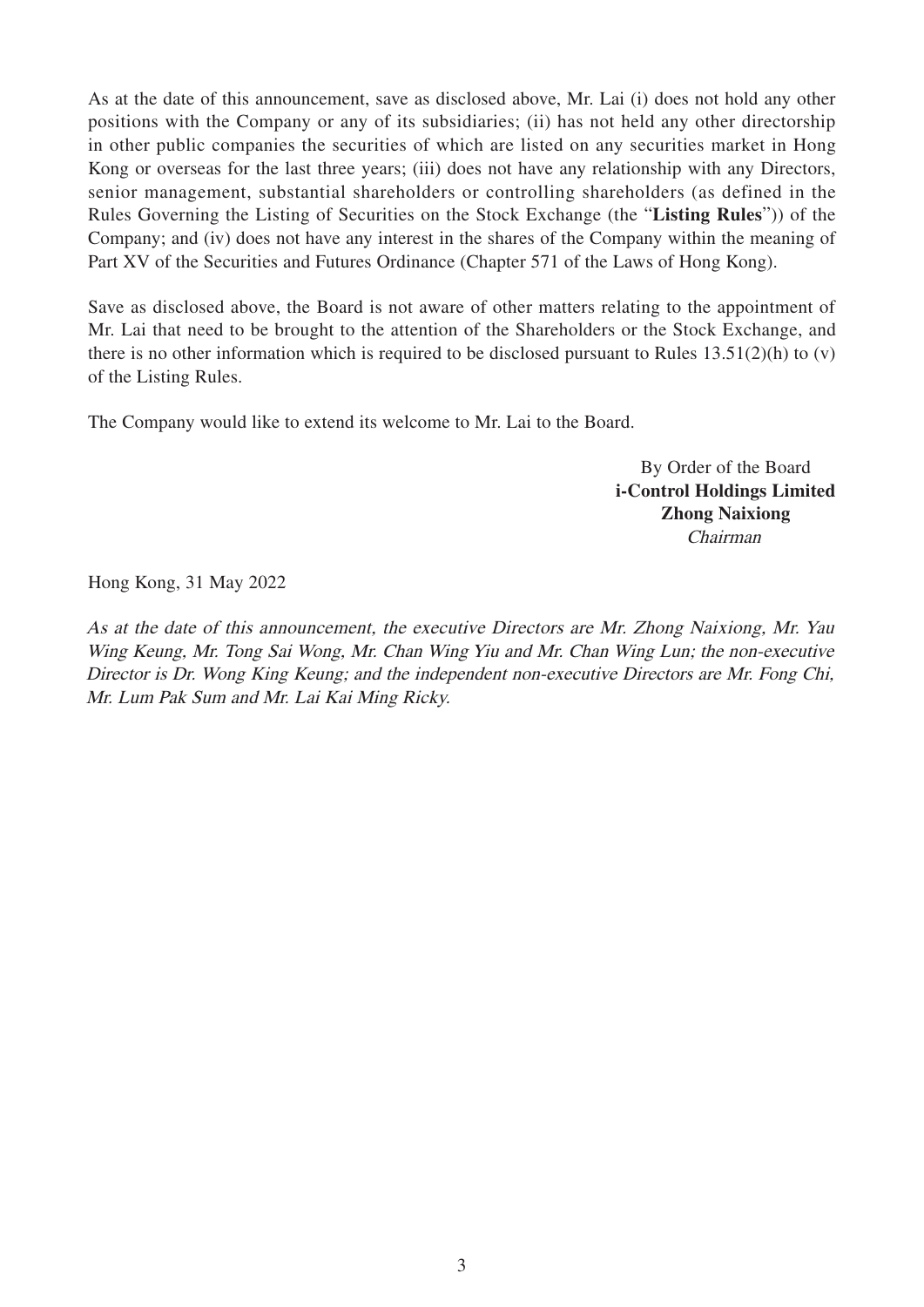As at the date of this announcement, save as disclosed above, Mr. Lai (i) does not hold any other positions with the Company or any of its subsidiaries; (ii) has not held any other directorship in other public companies the securities of which are listed on any securities market in Hong Kong or overseas for the last three years; (iii) does not have any relationship with any Directors, senior management, substantial shareholders or controlling shareholders (as defined in the Rules Governing the Listing of Securities on the Stock Exchange (the "**Listing Rules**")) of the Company; and (iv) does not have any interest in the shares of the Company within the meaning of Part XV of the Securities and Futures Ordinance (Chapter 571 of the Laws of Hong Kong).

Save as disclosed above, the Board is not aware of other matters relating to the appointment of Mr. Lai that need to be brought to the attention of the Shareholders or the Stock Exchange, and there is no other information which is required to be disclosed pursuant to Rules 13.51(2)(h) to (v) of the Listing Rules.

The Company would like to extend its welcome to Mr. Lai to the Board.

By Order of the Board
**i-Control Holdings Limited**
**Zhong Naixiong**
*Chairman*

Hong Kong, 31 May 2022

*As at the date of this announcement, the executive Directors are Mr. Zhong Naixiong, Mr. Yau Wing Keung, Mr. Tong Sai Wong, Mr. Chan Wing Yiu and Mr. Chan Wing Lun; the non-executive Director is Dr. Wong King Keung; and the independent non-executive Directors are Mr. Fong Chi, Mr. Lum Pak Sum and Mr. Lai Kai Ming Ricky.*